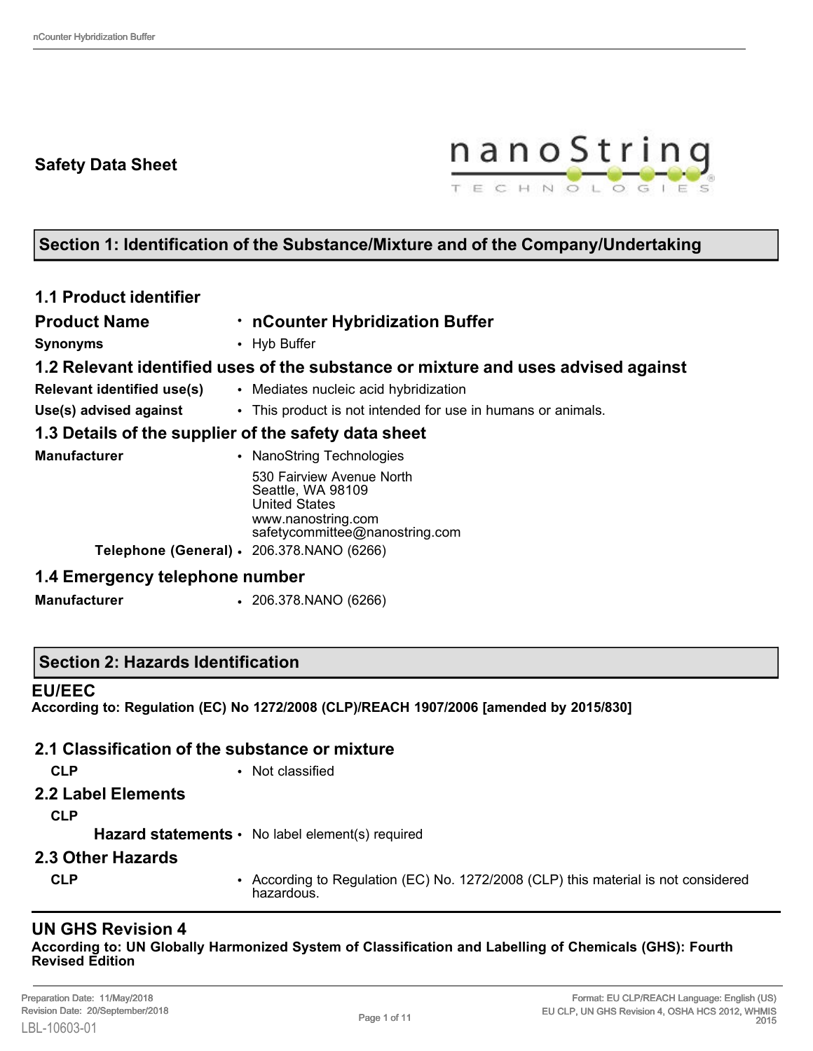# Safety Data Sheet

## Section 1: Identification of the Substance/Mixture and of the Company/Undertaking

### 1.1 Product identifier

**Product Name**
- **nCounter Hybridization Buffer**

**Synonyms**
- Hyb Buffer

### 1.2 Relevant identified uses of the substance or mixture and uses advised against

**Relevant identified use(s)**
- Mediates nucleic acid hybridization

**Use(s) advised against**
- This product is not intended for use in humans or animals.

### 1.3 Details of the supplier of the safety data sheet

**Manufacturer**
- NanoString Technologies
  530 Fairview Avenue North
  Seattle, WA 98109
  United States
  www.nanostring.com
  safetycommittee@nanostring.com

**Telephone (General)**
- 206.378.NANO (6266)

### 1.4 Emergency telephone number

**Manufacturer**
- 206.378.NANO (6266)

## Section 2: Hazards Identification

**EU/EEC**

**According to: Regulation (EC) No 1272/2008 (CLP)/REACH 1907/2006 [amended by 2015/830]**

### 2.1 Classification of the substance or mixture

**CLP**
- Not classified

### 2.2 Label Elements

**CLP**

**Hazard statements**
- No label element(s) required

### 2.3 Other Hazards

**CLP**
- According to Regulation (EC) No. 1272/2008 (CLP) this material is not considered hazardous.

**UN GHS Revision 4**

**According to: UN Globally Harmonized System of Classification and Labelling of Chemicals (GHS): Fourth Revised Edition**

Preparation Date: 11/May/2018
Revision Date: 20/September/2018
LBL-10603-01

Format: EU CLP/REACH Language: English (US)
EU CLP, UN GHS Revision 4, OSHA HCS 2012, WHMIS 2015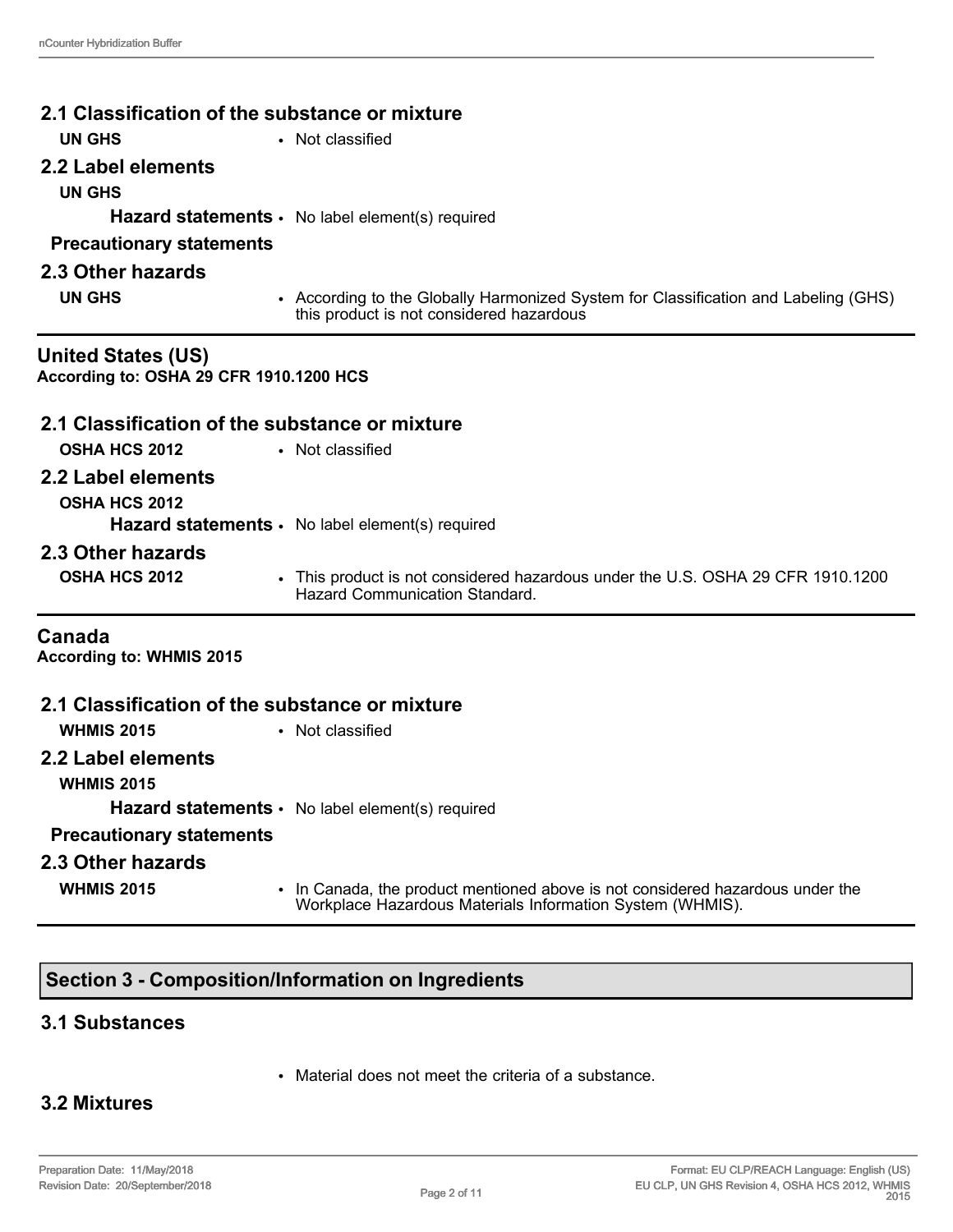### 2.1 Classification of the substance or mixture

**UN GHS**
- Not classified

### 2.2 Label elements

**UN GHS**

**Hazard statements**
- No label element(s) required

**Precautionary statements**

### 2.3 Other hazards

**UN GHS**
- According to the Globally Harmonized System for Classification and Labeling (GHS) this product is not considered hazardous

## United States (US)

**According to: OSHA 29 CFR 1910.1200 HCS**

### 2.1 Classification of the substance or mixture

**OSHA HCS 2012**
- Not classified

### 2.2 Label elements

**OSHA HCS 2012**

**Hazard statements**
- No label element(s) required

### 2.3 Other hazards

**OSHA HCS 2012**
- This product is not considered hazardous under the U.S. OSHA 29 CFR 1910.1200 Hazard Communication Standard.

## Canada

**According to: WHMIS 2015**

### 2.1 Classification of the substance or mixture

**WHMIS 2015**
- Not classified

### 2.2 Label elements

**WHMIS 2015**

**Hazard statements**
- No label element(s) required

**Precautionary statements**

### 2.3 Other hazards

**WHMIS 2015**
- In Canada, the product mentioned above is not considered hazardous under the Workplace Hazardous Materials Information System (WHMIS).

## Section 3 - Composition/Information on Ingredients

### 3.1 Substances

- Material does not meet the criteria of a substance.

### 3.2 Mixtures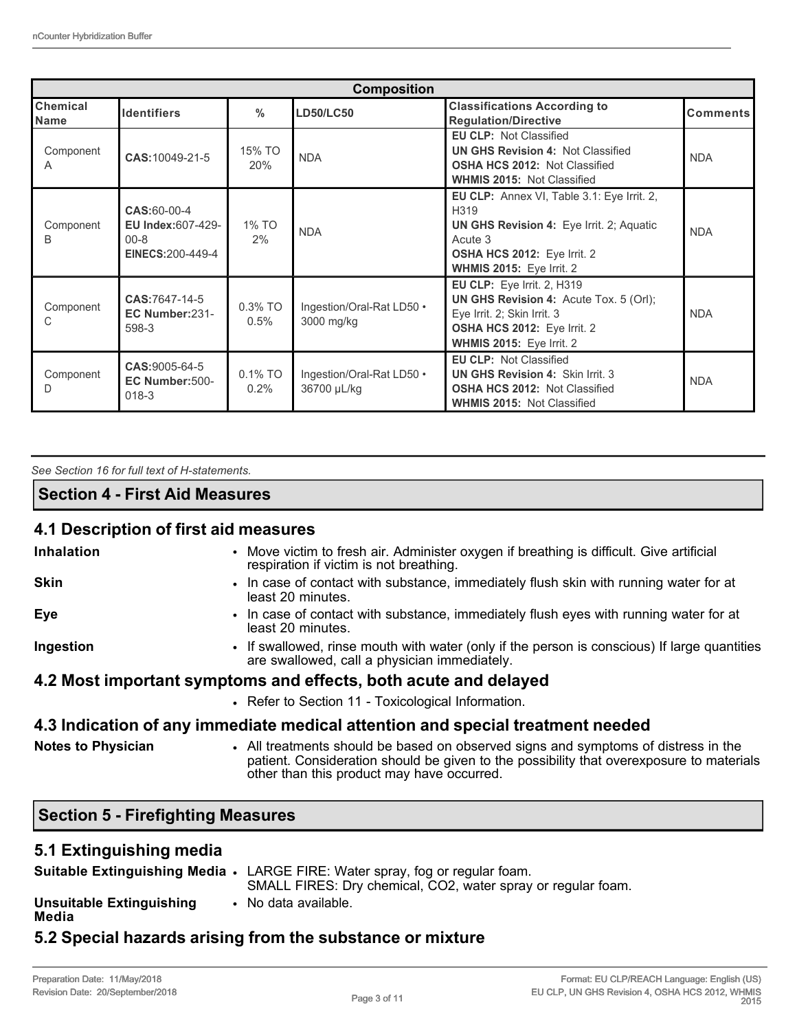| Composition | | | | | |
|---|---|---|---|---|---|
| **Chemical Name** | **Identifiers** | **%** | **LD50/LC50** | **Classifications According to Regulation/Directive** | **Comments** |
| Component A | **CAS:**10049-21-5 | 15% TO 20% | NDA | **EU CLP:** Not Classified<br>**UN GHS Revision 4:** Not Classified<br>**OSHA HCS 2012:** Not Classified<br>**WHMIS 2015:** Not Classified | NDA |
| Component B | **CAS:**60-00-4<br>**EU Index:**607-429-00-8<br>**EINECS:**200-449-4 | 1% TO 2% | NDA | **EU CLP:** Annex VI, Table 3.1: Eye Irrit. 2, H319<br>**UN GHS Revision 4:** Eye Irrit. 2; Aquatic Acute 3<br>**OSHA HCS 2012:** Eye Irrit. 2<br>**WHMIS 2015:** Eye Irrit. 2 | NDA |
| Component C | **CAS:**7647-14-5<br>**EC Number:**231-598-3 | 0.3% TO 0.5% | Ingestion/Oral-Rat LD50 • 3000 mg/kg | **EU CLP:** Eye Irrit. 2, H319<br>**UN GHS Revision 4:** Acute Tox. 5 (Orl); Eye Irrit. 2; Skin Irrit. 3<br>**OSHA HCS 2012:** Eye Irrit. 2<br>**WHMIS 2015:** Eye Irrit. 2 | NDA |
| Component D | **CAS:**9005-64-5<br>**EC Number:**500-018-3 | 0.1% TO 0.2% | Ingestion/Oral-Rat LD50 • 36700 µL/kg | **EU CLP:** Not Classified<br>**UN GHS Revision 4:** Skin Irrit. 3<br>**OSHA HCS 2012:** Not Classified<br>**WHMIS 2015:** Not Classified | NDA |

*See Section 16 for full text of H-statements.*

## Section 4 - First Aid Measures

### 4.1 Description of first aid measures

**Inhalation**
- Move victim to fresh air. Administer oxygen if breathing is difficult. Give artificial respiration if victim is not breathing.

**Skin**
- In case of contact with substance, immediately flush skin with running water for at least 20 minutes.

**Eye**
- In case of contact with substance, immediately flush eyes with running water for at least 20 minutes.

**Ingestion**
- If swallowed, rinse mouth with water (only if the person is conscious) If large quantities are swallowed, call a physician immediately.

### 4.2 Most important symptoms and effects, both acute and delayed

- Refer to Section 11 - Toxicological Information.

### 4.3 Indication of any immediate medical attention and special treatment needed

**Notes to Physician**
- All treatments should be based on observed signs and symptoms of distress in the patient. Consideration should be given to the possibility that overexposure to materials other than this product may have occurred.

## Section 5 - Firefighting Measures

### 5.1 Extinguishing media

**Suitable Extinguishing Media**
- LARGE FIRE: Water spray, fog or regular foam.
  SMALL FIRES: Dry chemical, CO2, water spray or regular foam.

**Unsuitable Extinguishing Media**
- No data available.

### 5.2 Special hazards arising from the substance or mixture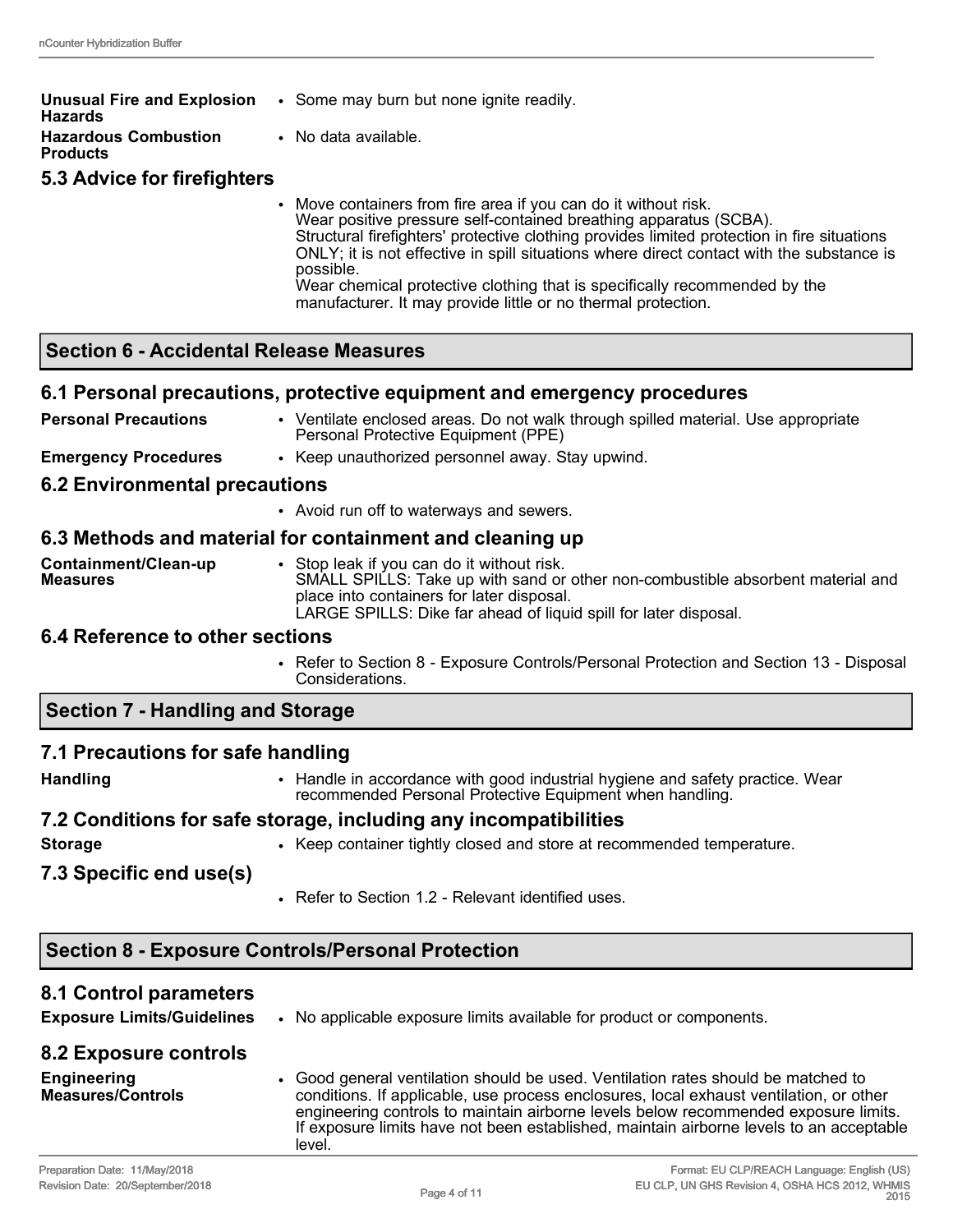**Unusual Fire and Explosion Hazards**
- Some may burn but none ignite readily.

**Hazardous Combustion Products**
- No data available.

### 5.3 Advice for firefighters

- Move containers from fire area if you can do it without risk.
  Wear positive pressure self-contained breathing apparatus (SCBA).
  Structural firefighters' protective clothing provides limited protection in fire situations ONLY; it is not effective in spill situations where direct contact with the substance is possible.
  Wear chemical protective clothing that is specifically recommended by the manufacturer. It may provide little or no thermal protection.

## Section 6 - Accidental Release Measures

### 6.1 Personal precautions, protective equipment and emergency procedures

**Personal Precautions**
- Ventilate enclosed areas. Do not walk through spilled material. Use appropriate Personal Protective Equipment (PPE)

**Emergency Procedures**
- Keep unauthorized personnel away. Stay upwind.

### 6.2 Environmental precautions

- Avoid run off to waterways and sewers.

### 6.3 Methods and material for containment and cleaning up

**Containment/Clean-up Measures**
- Stop leak if you can do it without risk.
  SMALL SPILLS: Take up with sand or other non-combustible absorbent material and place into containers for later disposal.
  LARGE SPILLS: Dike far ahead of liquid spill for later disposal.

### 6.4 Reference to other sections

- Refer to Section 8 - Exposure Controls/Personal Protection and Section 13 - Disposal Considerations.

## Section 7 - Handling and Storage

### 7.1 Precautions for safe handling

**Handling**
- Handle in accordance with good industrial hygiene and safety practice. Wear recommended Personal Protective Equipment when handling.

### 7.2 Conditions for safe storage, including any incompatibilities

**Storage**
- Keep container tightly closed and store at recommended temperature.

### 7.3 Specific end use(s)

- Refer to Section 1.2 - Relevant identified uses.

## Section 8 - Exposure Controls/Personal Protection

### 8.1 Control parameters

**Exposure Limits/Guidelines**
- No applicable exposure limits available for product or components.

### 8.2 Exposure controls

**Engineering Measures/Controls**
- Good general ventilation should be used. Ventilation rates should be matched to conditions. If applicable, use process enclosures, local exhaust ventilation, or other engineering controls to maintain airborne levels below recommended exposure limits. If exposure limits have not been established, maintain airborne levels to an acceptable level.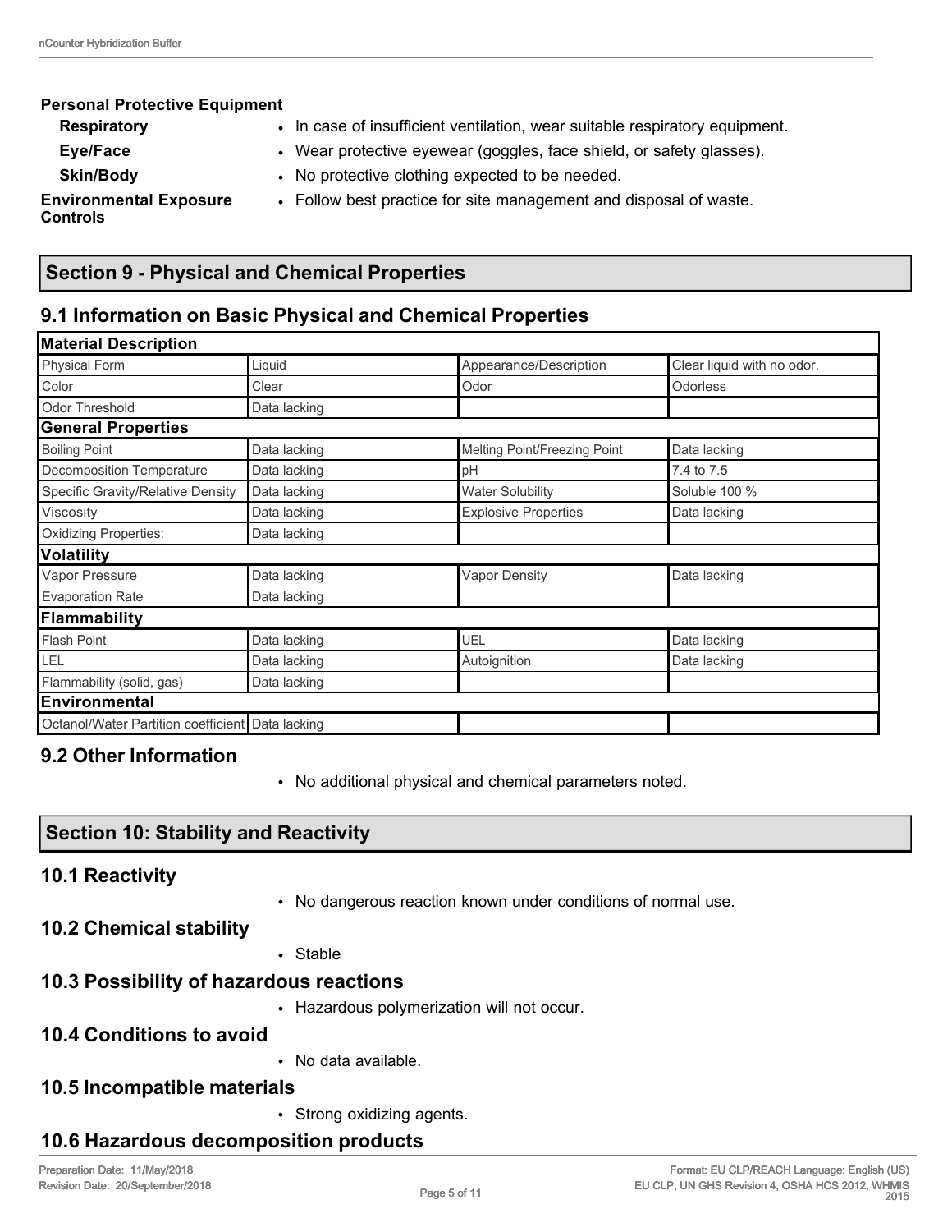**Personal Protective Equipment**

| | |
|---|---|
| **Respiratory** | • In case of insufficient ventilation, wear suitable respiratory equipment. |
| **Eye/Face** | • Wear protective eyewear (goggles, face shield, or safety glasses). |
| **Skin/Body** | • No protective clothing expected to be needed. |
| **Environmental Exposure Controls** | • Follow best practice for site management and disposal of waste. |

## Section 9 - Physical and Chemical Properties

### 9.1 Information on Basic Physical and Chemical Properties

| **Material Description** | | | |
|---|---|---|---|
| Physical Form | Liquid | Appearance/Description | Clear liquid with no odor. |
| Color | Clear | Odor | Odorless |
| Odor Threshold | Data lacking | | |
| **General Properties** | | | |
| Boiling Point | Data lacking | Melting Point/Freezing Point | Data lacking |
| Decomposition Temperature | Data lacking | pH | 7.4 to 7.5 |
| Specific Gravity/Relative Density | Data lacking | Water Solubility | Soluble 100 % |
| Viscosity | Data lacking | Explosive Properties | Data lacking |
| Oxidizing Properties: | Data lacking | | |
| **Volatility** | | | |
| Vapor Pressure | Data lacking | Vapor Density | Data lacking |
| Evaporation Rate | Data lacking | | |
| **Flammability** | | | |
| Flash Point | Data lacking | UEL | Data lacking |
| LEL | Data lacking | Autoignition | Data lacking |
| Flammability (solid, gas) | Data lacking | | |
| **Environmental** | | | |
| Octanol/Water Partition coefficient | Data lacking | | |

### 9.2 Other Information

- No additional physical and chemical parameters noted.

## Section 10: Stability and Reactivity

### 10.1 Reactivity

- No dangerous reaction known under conditions of normal use.

### 10.2 Chemical stability

- Stable

### 10.3 Possibility of hazardous reactions

- Hazardous polymerization will not occur.

### 10.4 Conditions to avoid

- No data available.

### 10.5 Incompatible materials

- Strong oxidizing agents.

### 10.6 Hazardous decomposition products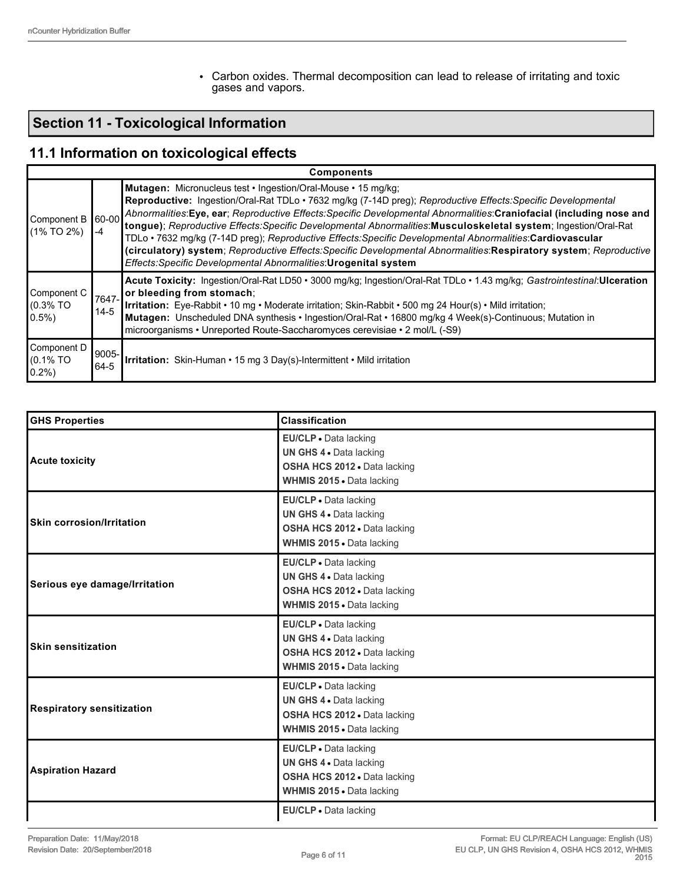- Carbon oxides. Thermal decomposition can lead to release of irritating and toxic gases and vapors.

## Section 11 - Toxicological Information

### 11.1 Information on toxicological effects

| Components | | |
|---|---|---|
| Component B (1% TO 2%) | 60-00-4 | **Mutagen:** Micronucleus test • Ingestion/Oral-Mouse • 15 mg/kg; **Reproductive:** Ingestion/Oral-Rat TDLo • 7632 mg/kg (7-14D preg); *Reproductive Effects:Specific Developmental Abnormalities*:**Eye, ear**; *Reproductive Effects:Specific Developmental Abnormalities*:**Craniofacial (including nose and tongue)**; *Reproductive Effects:Specific Developmental Abnormalities*:**Musculoskeletal system**; Ingestion/Oral-Rat TDLo • 7632 mg/kg (7-14D preg); *Reproductive Effects:Specific Developmental Abnormalities*:**Cardiovascular (circulatory) system**; *Reproductive Effects:Specific Developmental Abnormalities*:**Respiratory system**; *Reproductive Effects:Specific Developmental Abnormalities*:**Urogenital system** |
| Component C (0.3% TO 0.5%) | 7647-14-5 | **Acute Toxicity:** Ingestion/Oral-Rat LD50 • 3000 mg/kg; Ingestion/Oral-Rat TDLo • 1.43 mg/kg; *Gastrointestinal*:**Ulceration or bleeding from stomach**; **Irritation:** Eye-Rabbit • 10 mg • Moderate irritation; Skin-Rabbit • 500 mg 24 Hour(s) • Mild irritation; **Mutagen:** Unscheduled DNA synthesis • Ingestion/Oral-Rat • 16800 mg/kg 4 Week(s)-Continuous; Mutation in microorganisms • Unreported Route-Saccharomyces cerevisiae • 2 mol/L (-S9) |
| Component D (0.1% TO 0.2%) | 9005-64-5 | **Irritation:** Skin-Human • 15 mg 3 Day(s)-Intermittent • Mild irritation |

| GHS Properties | Classification |
|---|---|
| **Acute toxicity** | **EU/CLP** • Data lacking<br>**UN GHS 4** • Data lacking<br>**OSHA HCS 2012** • Data lacking<br>**WHMIS 2015** • Data lacking |
| **Skin corrosion/Irritation** | **EU/CLP** • Data lacking<br>**UN GHS 4** • Data lacking<br>**OSHA HCS 2012** • Data lacking<br>**WHMIS 2015** • Data lacking |
| **Serious eye damage/Irritation** | **EU/CLP** • Data lacking<br>**UN GHS 4** • Data lacking<br>**OSHA HCS 2012** • Data lacking<br>**WHMIS 2015** • Data lacking |
| **Skin sensitization** | **EU/CLP** • Data lacking<br>**UN GHS 4** • Data lacking<br>**OSHA HCS 2012** • Data lacking<br>**WHMIS 2015** • Data lacking |
| **Respiratory sensitization** | **EU/CLP** • Data lacking<br>**UN GHS 4** • Data lacking<br>**OSHA HCS 2012** • Data lacking<br>**WHMIS 2015** • Data lacking |
| **Aspiration Hazard** | **EU/CLP** • Data lacking<br>**UN GHS 4** • Data lacking<br>**OSHA HCS 2012** • Data lacking<br>**WHMIS 2015** • Data lacking |
| | **EU/CLP** • Data lacking |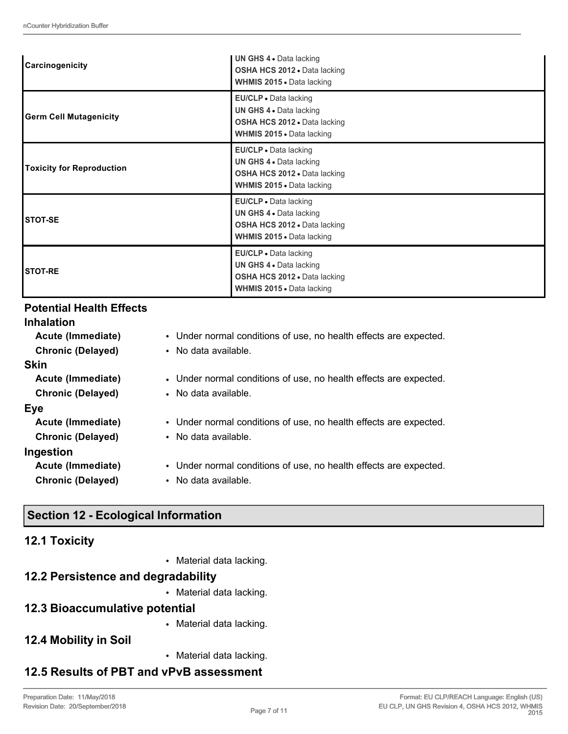| | |
|---|---|
| **Carcinogenicity** | **UN GHS 4** • Data lacking<br>**OSHA HCS 2012** • Data lacking<br>**WHMIS 2015** • Data lacking |
| **Germ Cell Mutagenicity** | **EU/CLP** • Data lacking<br>**UN GHS 4** • Data lacking<br>**OSHA HCS 2012** • Data lacking<br>**WHMIS 2015** • Data lacking |
| **Toxicity for Reproduction** | **EU/CLP** • Data lacking<br>**UN GHS 4** • Data lacking<br>**OSHA HCS 2012** • Data lacking<br>**WHMIS 2015** • Data lacking |
| **STOT-SE** | **EU/CLP** • Data lacking<br>**UN GHS 4** • Data lacking<br>**OSHA HCS 2012** • Data lacking<br>**WHMIS 2015** • Data lacking |
| **STOT-RE** | **EU/CLP** • Data lacking<br>**UN GHS 4** • Data lacking<br>**OSHA HCS 2012** • Data lacking<br>**WHMIS 2015** • Data lacking |

### Potential Health Effects

#### Inhalation

**Acute (Immediate)**
- Under normal conditions of use, no health effects are expected.

**Chronic (Delayed)**
- No data available.

#### Skin

**Acute (Immediate)**
- Under normal conditions of use, no health effects are expected.

**Chronic (Delayed)**
- No data available.

#### Eye

**Acute (Immediate)**
- Under normal conditions of use, no health effects are expected.

**Chronic (Delayed)**
- No data available.

#### Ingestion

**Acute (Immediate)**
- Under normal conditions of use, no health effects are expected.

**Chronic (Delayed)**
- No data available.

## Section 12 - Ecological Information

### 12.1 Toxicity

- Material data lacking.

### 12.2 Persistence and degradability

- Material data lacking.

### 12.3 Bioaccumulative potential

- Material data lacking.

### 12.4 Mobility in Soil

- Material data lacking.

### 12.5 Results of PBT and vPvB assessment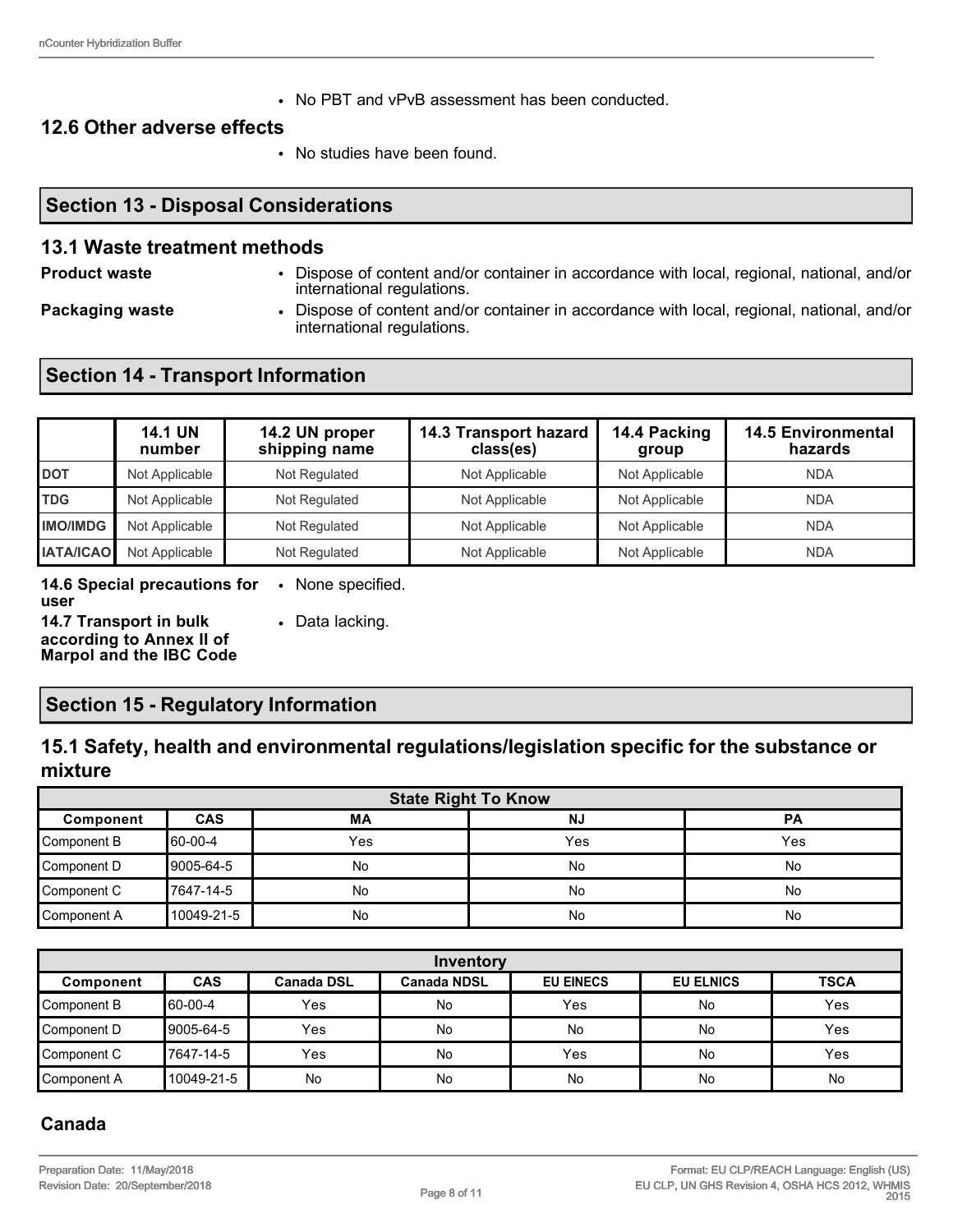- No PBT and vPvB assessment has been conducted.

### 12.6 Other adverse effects

- No studies have been found.

## Section 13 - Disposal Considerations

### 13.1 Waste treatment methods

**Product waste**
- Dispose of content and/or container in accordance with local, regional, national, and/or international regulations.

**Packaging waste**
- Dispose of content and/or container in accordance with local, regional, national, and/or international regulations.

## Section 14 - Transport Information

| | 14.1 UN number | 14.2 UN proper shipping name | 14.3 Transport hazard class(es) | 14.4 Packing group | 14.5 Environmental hazards |
|---|---|---|---|---|---|
| **DOT** | Not Applicable | Not Regulated | Not Applicable | Not Applicable | NDA |
| **TDG** | Not Applicable | Not Regulated | Not Applicable | Not Applicable | NDA |
| **IMO/IMDG** | Not Applicable | Not Regulated | Not Applicable | Not Applicable | NDA |
| **IATA/ICAO** | Not Applicable | Not Regulated | Not Applicable | Not Applicable | NDA |

**14.6 Special precautions for user**
- None specified.

**14.7 Transport in bulk according to Annex II of Marpol and the IBC Code**
- Data lacking.

## Section 15 - Regulatory Information

### 15.1 Safety, health and environmental regulations/legislation specific for the substance or mixture

| State Right To Know | | | | |
|---|---|---|---|---|
| **Component** | **CAS** | **MA** | **NJ** | **PA** |
| Component B | 60-00-4 | Yes | Yes | Yes |
| Component D | 9005-64-5 | No | No | No |
| Component C | 7647-14-5 | No | No | No |
| Component A | 10049-21-5 | No | No | No |

| Inventory | | | | | | |
|---|---|---|---|---|---|---|
| **Component** | **CAS** | **Canada DSL** | **Canada NDSL** | **EU EINECS** | **EU ELNICS** | **TSCA** |
| Component B | 60-00-4 | Yes | No | Yes | No | Yes |
| Component D | 9005-64-5 | Yes | No | No | No | Yes |
| Component C | 7647-14-5 | Yes | No | Yes | No | Yes |
| Component A | 10049-21-5 | No | No | No | No | No |

### Canada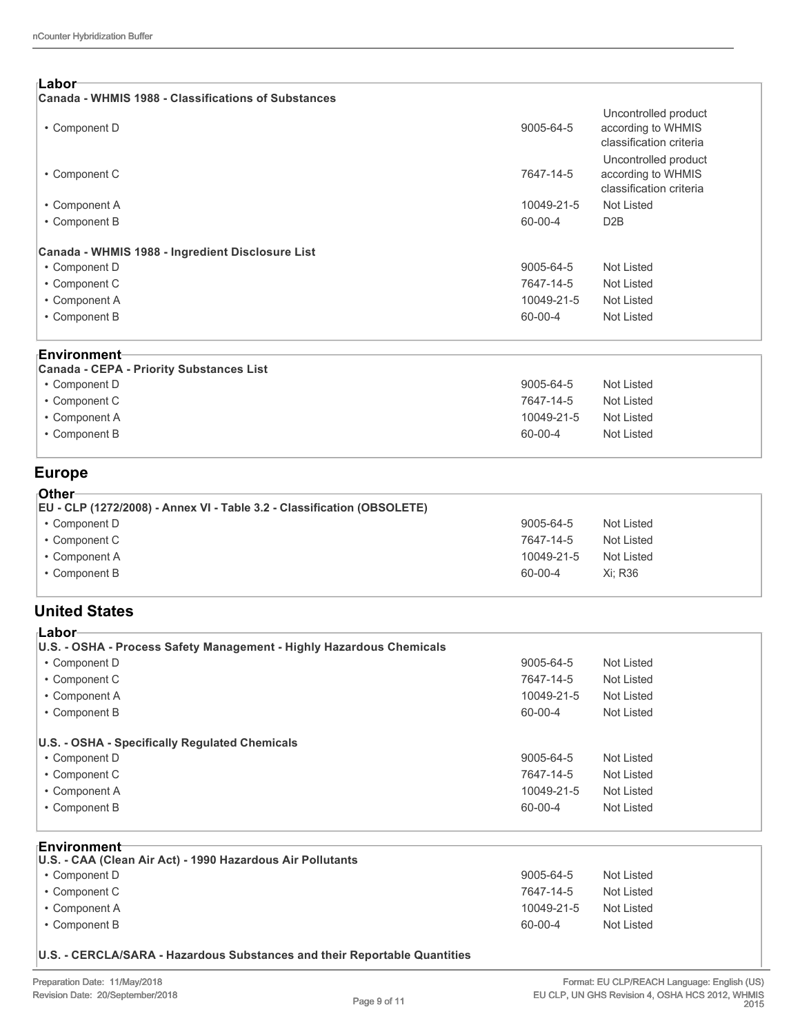### Labor

**Canada - WHMIS 1988 - Classifications of Substances**

| | | |
|---|---|---|
| • Component D | 9005-64-5 | Uncontrolled product according to WHMIS classification criteria |
| • Component C | 7647-14-5 | Uncontrolled product according to WHMIS classification criteria |
| • Component A | 10049-21-5 | Not Listed |
| • Component B | 60-00-4 | D2B |

**Canada - WHMIS 1988 - Ingredient Disclosure List**

| | | |
|---|---|---|
| • Component D | 9005-64-5 | Not Listed |
| • Component C | 7647-14-5 | Not Listed |
| • Component A | 10049-21-5 | Not Listed |
| • Component B | 60-00-4 | Not Listed |

### Environment

**Canada - CEPA - Priority Substances List**

| | | |
|---|---|---|
| • Component D | 9005-64-5 | Not Listed |
| • Component C | 7647-14-5 | Not Listed |
| • Component A | 10049-21-5 | Not Listed |
| • Component B | 60-00-4 | Not Listed |

## Europe

### Other

**EU - CLP (1272/2008) - Annex VI - Table 3.2 - Classification (OBSOLETE)**

| | | |
|---|---|---|
| • Component D | 9005-64-5 | Not Listed |
| • Component C | 7647-14-5 | Not Listed |
| • Component A | 10049-21-5 | Not Listed |
| • Component B | 60-00-4 | Xi; R36 |

## United States

### Labor

**U.S. - OSHA - Process Safety Management - Highly Hazardous Chemicals**

| | | |
|---|---|---|
| • Component D | 9005-64-5 | Not Listed |
| • Component C | 7647-14-5 | Not Listed |
| • Component A | 10049-21-5 | Not Listed |
| • Component B | 60-00-4 | Not Listed |

**U.S. - OSHA - Specifically Regulated Chemicals**

| | | |
|---|---|---|
| • Component D | 9005-64-5 | Not Listed |
| • Component C | 7647-14-5 | Not Listed |
| • Component A | 10049-21-5 | Not Listed |
| • Component B | 60-00-4 | Not Listed |

### Environment

**U.S. - CAA (Clean Air Act) - 1990 Hazardous Air Pollutants**

| | | |
|---|---|---|
| • Component D | 9005-64-5 | Not Listed |
| • Component C | 7647-14-5 | Not Listed |
| • Component A | 10049-21-5 | Not Listed |
| • Component B | 60-00-4 | Not Listed |

**U.S. - CERCLA/SARA - Hazardous Substances and their Reportable Quantities**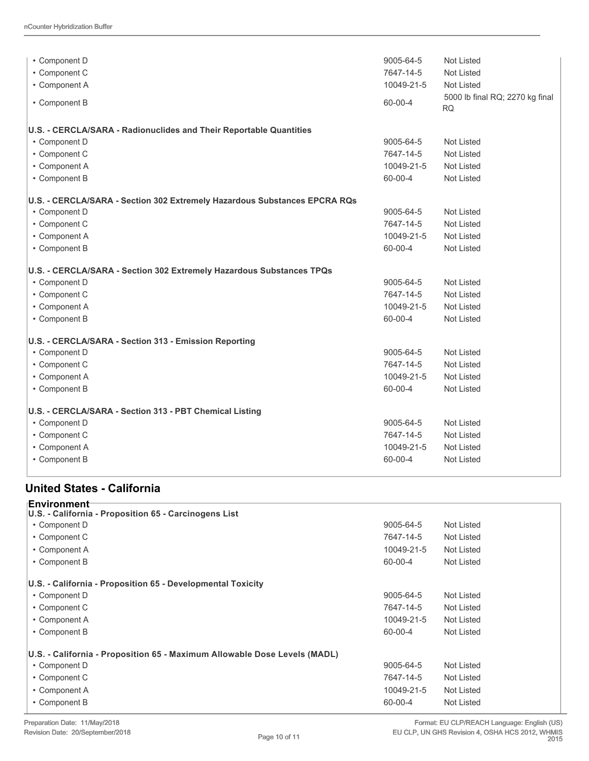| | | |
|---|---|---|
| • Component D | 9005-64-5 | Not Listed |
| • Component C | 7647-14-5 | Not Listed |
| • Component A | 10049-21-5 | Not Listed |
| • Component B | 60-00-4 | 5000 lb final RQ; 2270 kg final RQ |

**U.S. - CERCLA/SARA - Radionuclides and Their Reportable Quantities**

| | | |
|---|---|---|
| • Component D | 9005-64-5 | Not Listed |
| • Component C | 7647-14-5 | Not Listed |
| • Component A | 10049-21-5 | Not Listed |
| • Component B | 60-00-4 | Not Listed |

**U.S. - CERCLA/SARA - Section 302 Extremely Hazardous Substances EPCRA RQs**

| | | |
|---|---|---|
| • Component D | 9005-64-5 | Not Listed |
| • Component C | 7647-14-5 | Not Listed |
| • Component A | 10049-21-5 | Not Listed |
| • Component B | 60-00-4 | Not Listed |

**U.S. - CERCLA/SARA - Section 302 Extremely Hazardous Substances TPQs**

| | | |
|---|---|---|
| • Component D | 9005-64-5 | Not Listed |
| • Component C | 7647-14-5 | Not Listed |
| • Component A | 10049-21-5 | Not Listed |
| • Component B | 60-00-4 | Not Listed |

**U.S. - CERCLA/SARA - Section 313 - Emission Reporting**

| | | |
|---|---|---|
| • Component D | 9005-64-5 | Not Listed |
| • Component C | 7647-14-5 | Not Listed |
| • Component A | 10049-21-5 | Not Listed |
| • Component B | 60-00-4 | Not Listed |

**U.S. - CERCLA/SARA - Section 313 - PBT Chemical Listing**

| | | |
|---|---|---|
| • Component D | 9005-64-5 | Not Listed |
| • Component C | 7647-14-5 | Not Listed |
| • Component A | 10049-21-5 | Not Listed |
| • Component B | 60-00-4 | Not Listed |

## United States - California

### Environment

**U.S. - California - Proposition 65 - Carcinogens List**

| | | |
|---|---|---|
| • Component D | 9005-64-5 | Not Listed |
| • Component C | 7647-14-5 | Not Listed |
| • Component A | 10049-21-5 | Not Listed |
| • Component B | 60-00-4 | Not Listed |

**U.S. - California - Proposition 65 - Developmental Toxicity**

| | | |
|---|---|---|
| • Component D | 9005-64-5 | Not Listed |
| • Component C | 7647-14-5 | Not Listed |
| • Component A | 10049-21-5 | Not Listed |
| • Component B | 60-00-4 | Not Listed |

**U.S. - California - Proposition 65 - Maximum Allowable Dose Levels (MADL)**

| | | |
|---|---|---|
| • Component D | 9005-64-5 | Not Listed |
| • Component C | 7647-14-5 | Not Listed |
| • Component A | 10049-21-5 | Not Listed |
| • Component B | 60-00-4 | Not Listed |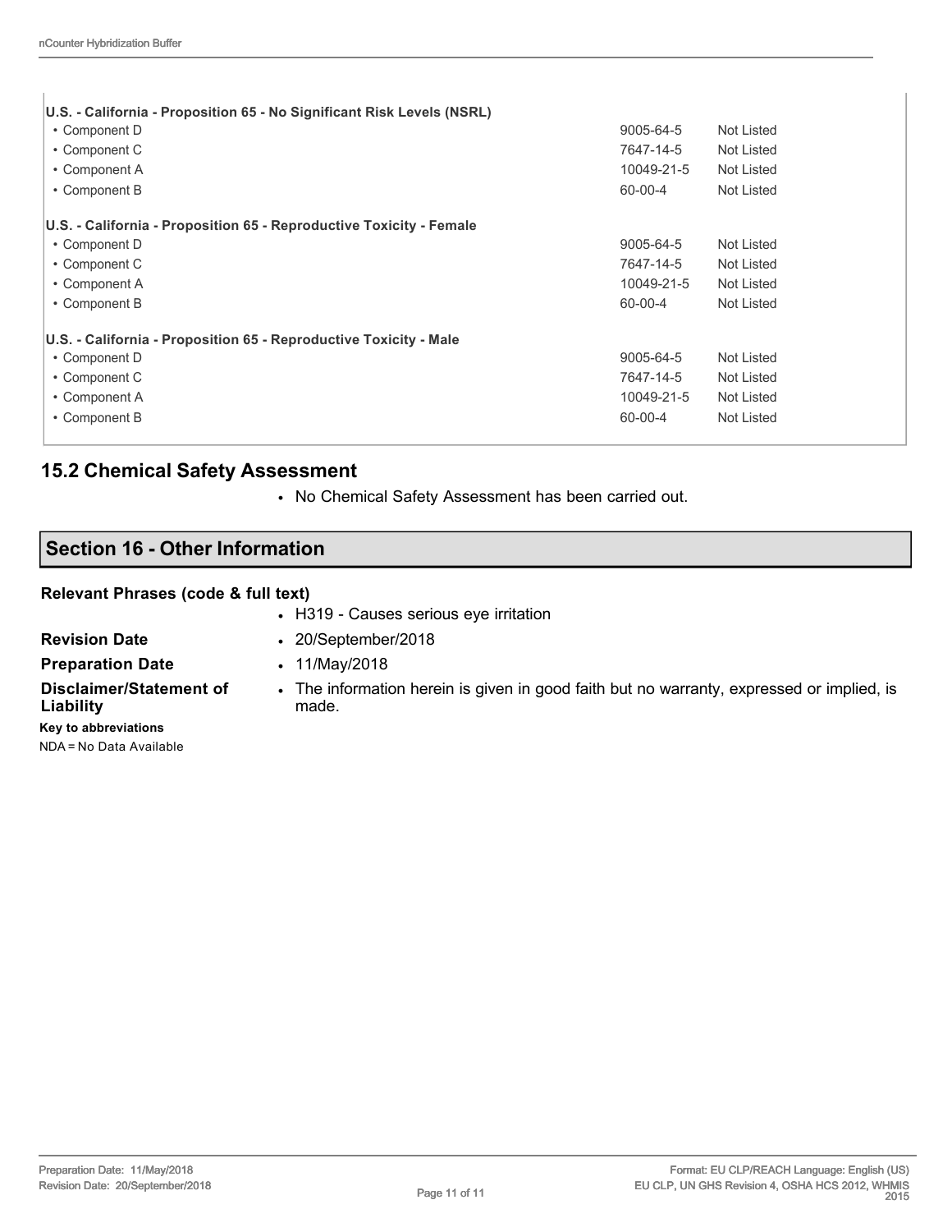| | | |
|---|---|---|
| **U.S. - California - Proposition 65 - No Significant Risk Levels (NSRL)** | | |
| • Component D | 9005-64-5 | Not Listed |
| • Component C | 7647-14-5 | Not Listed |
| • Component A | 10049-21-5 | Not Listed |
| • Component B | 60-00-4 | Not Listed |
| **U.S. - California - Proposition 65 - Reproductive Toxicity - Female** | | |
| • Component D | 9005-64-5 | Not Listed |
| • Component C | 7647-14-5 | Not Listed |
| • Component A | 10049-21-5 | Not Listed |
| • Component B | 60-00-4 | Not Listed |
| **U.S. - California - Proposition 65 - Reproductive Toxicity - Male** | | |
| • Component D | 9005-64-5 | Not Listed |
| • Component C | 7647-14-5 | Not Listed |
| • Component A | 10049-21-5 | Not Listed |
| • Component B | 60-00-4 | Not Listed |

## 15.2 Chemical Safety Assessment

- No Chemical Safety Assessment has been carried out.

## Section 16 - Other Information

**Relevant Phrases (code & full text)**
- H319 - Causes serious eye irritation

**Revision Date**
- 20/September/2018

**Preparation Date**
- 11/May/2018

**Disclaimer/Statement of Liability**
- The information herein is given in good faith but no warranty, expressed or implied, is made.

**Key to abbreviations**

NDA = No Data Available